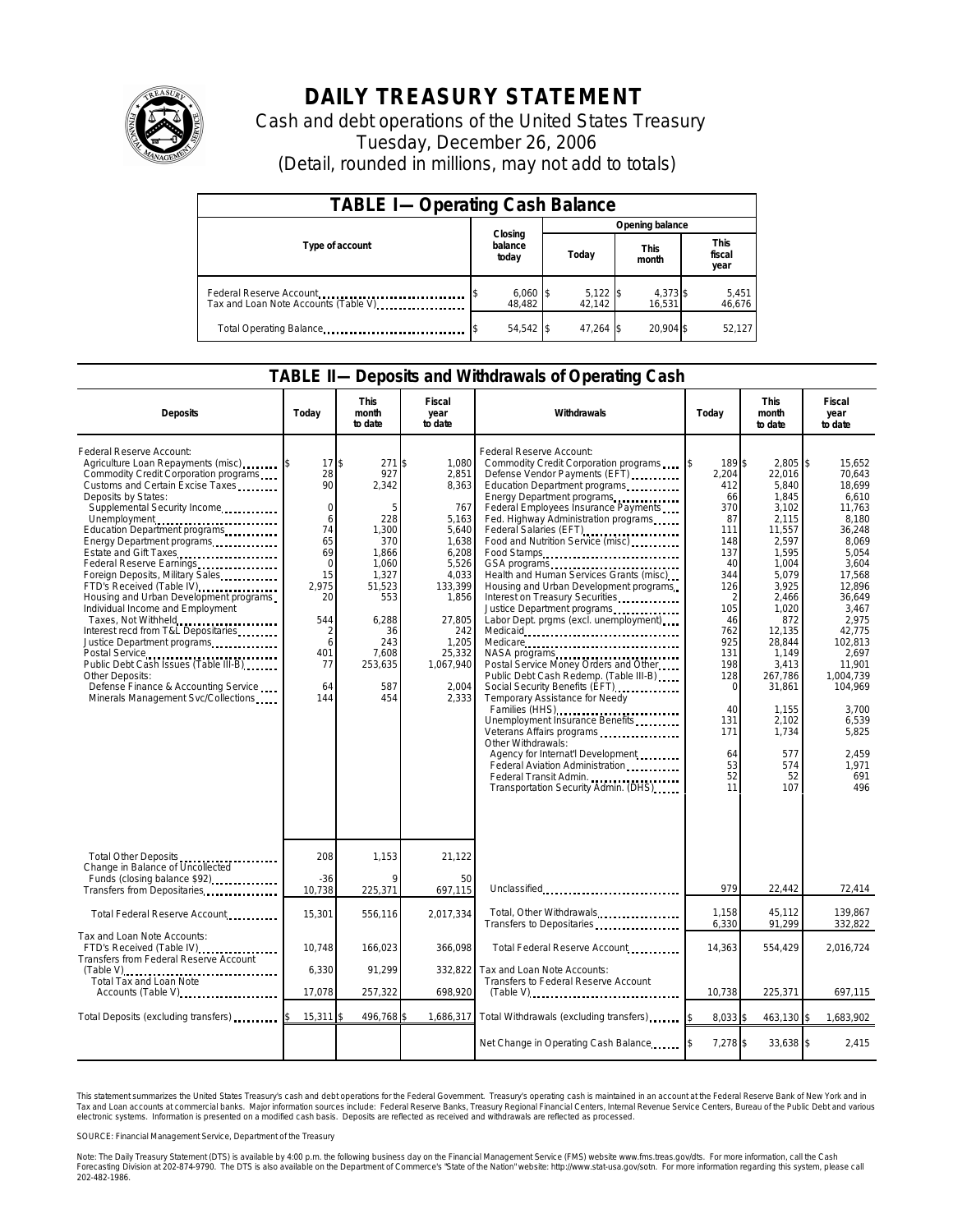# DAILY TREASURY STATEMENT

Cash and debt operations of the United States Treasury

Tuesday, December 26, 2006

(Detail, rounded in millions, may not add to totals)

## TABLE I— Operating Cash Balance

| Type of account | Closing balance today | Opening balance Today | Opening balance This month | Opening balance This fiscal year |
|---|---|---|---|---|
| Federal Reserve Account | $ 6,060 | $ 5,122 | $ 4,373 | $ 5,451 |
| Tax and Loan Note Accounts (Table V) | 48,482 | 42,142 | 16,531 | 46,676 |
| Total Operating Balance | $ 54,542 | $ 47,264 | $ 20,904 | $ 52,127 |

## TABLE II— Deposits and Withdrawals of Operating Cash

| Deposits | Today | This month to date | Fiscal year to date |
|---|---|---|---|
| Federal Reserve Account: | | | |
| Agriculture Loan Repayments (misc) | $ 17 | $ 271 | $ 1,080 |
| Commodity Credit Corporation programs | 28 | 927 | 2,851 |
| Customs and Certain Excise Taxes | 90 | 2,342 | 8,363 |
| Deposits by States: | | | |
| Supplemental Security Income | 0 | 5 | 767 |
| Unemployment | 6 | 228 | 5,163 |
| Education Department programs | 74 | 1,300 | 5,640 |
| Energy Department programs | 65 | 370 | 1,638 |
| Estate and Gift Taxes | 69 | 1,866 | 6,208 |
| Federal Reserve Earnings | 0 | 1,060 | 5,526 |
| Foreign Deposits, Military Sales | 15 | 1,327 | 4,033 |
| FTD's Received (Table IV) | 2,975 | 51,523 | 133,399 |
| Housing and Urban Development programs | 20 | 553 | 1,856 |
| Individual Income and Employment Taxes, Not Withheld | 544 | 6,288 | 27,805 |
| Interest recd from T&L Depositaries | 2 | 36 | 242 |
| Justice Department programs | 6 | 243 | 1,205 |
| Postal Service | 401 | 7,608 | 25,332 |
| Public Debt Cash Issues (Table III-B) | 77 | 253,635 | 1,067,940 |
| Other Deposits: | | | |
| Defense Finance & Accounting Service | 64 | 587 | 2,004 |
| Minerals Management Svc/Collections | 144 | 454 | 2,333 |
| Total Other Deposits | 208 | 1,153 | 21,122 |
| Change in Balance of Uncollected Funds (closing balance $92) | -36 | 9 | 50 |
| Transfers from Depositaries | 10,738 | 225,371 | 697,115 |
| Total Federal Reserve Account | 15,301 | 556,116 | 2,017,334 |
| Tax and Loan Note Accounts: | | | |
| FTD's Received (Table IV) | 10,748 | 166,023 | 366,098 |
| Transfers from Federal Reserve Account (Table V) | 6,330 | 91,299 | 332,822 |
| Total Tax and Loan Note Accounts (Table V) | 17,078 | 257,322 | 698,920 |
| Total Deposits (excluding transfers) | $ 15,311 | $ 496,768 | $ 1,686,317 |

| Withdrawals | Today | This month to date | Fiscal year to date |
|---|---|---|---|
| Federal Reserve Account: | | | |
| Commodity Credit Corporation programs | $ 189 | $ 2,805 | $ 15,652 |
| Defense Vendor Payments (EFT) | 2,204 | 22,016 | 70,643 |
| Education Department programs | 412 | 5,840 | 18,699 |
| Energy Department programs | 66 | 1,845 | 6,610 |
| Federal Employees Insurance Payments | 370 | 3,102 | 11,763 |
| Fed. Highway Administration programs | 87 | 2,115 | 8,180 |
| Federal Salaries (EFT) | 111 | 11,557 | 36,248 |
| Food and Nutrition Service (misc) | 148 | 2,597 | 8,069 |
| Food Stamps | 137 | 1,595 | 5,054 |
| GSA programs | 40 | 1,004 | 3,604 |
| Health and Human Services Grants (misc) | 344 | 5,079 | 17,568 |
| Housing and Urban Development programs | 126 | 3,925 | 12,896 |
| Interest on Treasury Securities | 2 | 2,466 | 36,649 |
| Justice Department programs | 105 | 1,020 | 3,467 |
| Labor Dept. prgms (excl. unemployment) | 46 | 872 | 2,975 |
| Medicaid | 762 | 12,135 | 42,775 |
| Medicare | 925 | 28,844 | 102,813 |
| NASA programs | 131 | 1,149 | 2,697 |
| Postal Service Money Orders and Other | 198 | 3,413 | 11,901 |
| Public Debt Cash Redemp. (Table III-B) | 128 | 267,786 | 1,004,739 |
| Social Security Benefits (EFT) | 0 | 31,861 | 104,969 |
| Temporary Assistance for Needy Families (HHS) | 40 | 1,155 | 3,700 |
| Unemployment Insurance Benefits | 131 | 2,102 | 6,539 |
| Veterans Affairs programs | 171 | 1,734 | 5,825 |
| Other Withdrawals: | | | |
| Agency for Internat'l Development | 64 | 577 | 2,459 |
| Federal Aviation Administration | 53 | 574 | 1,971 |
| Federal Transit Admin. | 52 | 52 | 691 |
| Transportation Security Admin. (DHS) | 11 | 107 | 496 |
| Unclassified | 979 | 22,442 | 72,414 |
| Total, Other Withdrawals | 1,158 | 45,112 | 139,867 |
| Transfers to Depositaries | 6,330 | 91,299 | 332,822 |
| Total Federal Reserve Account | 14,363 | 554,429 | 2,016,724 |
| Tax and Loan Note Accounts: | | | |
| Transfers to Federal Reserve Account (Table V) | 10,738 | 225,371 | 697,115 |
| Total Withdrawals (excluding transfers) | $ 8,033 | $ 463,130 | $ 1,683,902 |
| Net Change in Operating Cash Balance | $ 7,278 | $ 33,638 | $ 2,415 |

This statement summarizes the United States Treasury's cash and debt operations for the Federal Government. Treasury's operating cash is maintained in an account at the Federal Reserve Bank of New York and in Tax and Loan accounts at commercial banks. Major information sources include: Federal Reserve Banks, Treasury Regional Financial Centers, Internal Revenue Service Centers, Bureau of the Public Debt and various electronic systems. Information is presented on a modified cash basis. Deposits are reflected as received and withdrawals are reflected as processed.

SOURCE: Financial Management Service, Department of the Treasury

Note: The Daily Treasury Statement (DTS) is available by 4:00 p.m. the following business day on the Financial Management Service (FMS) website www.fms.treas.gov/dts. For more information, call the Cash Forecasting Division at 202-874-9790. The DTS is also available on the Department of Commerce's "State of the Nation" website: http://www.stat-usa.gov/sotn. For more information regarding this system, please call 202-482-1986.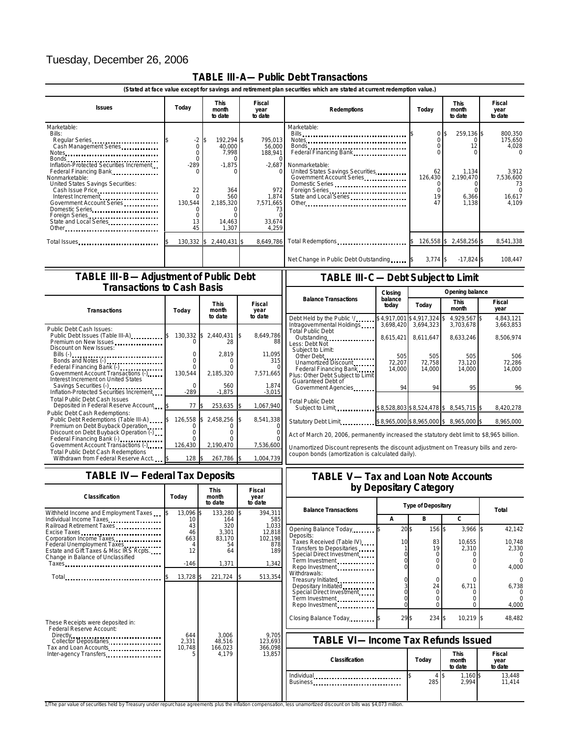Tuesday, December 26, 2006

## TABLE III-A— Public Debt Transactions

(Stated at face value except for savings and retirement plan securities which are stated at current redemption value.)

| Issues | Today | This month to date | Fiscal year to date |
|---|---|---|---|
| Marketable: | | | |
| Bills: | | | |
| Regular Series | $ -2 | $ 192,294 | $ 795,013 |
| Cash Management Series | 0 | 40,000 | 56,000 |
| Notes | 0 | 7,998 | 188,941 |
| Bonds | 0 | 0 | 0 |
| Inflation-Protected Securities Increment | -289 | -1,875 | -2,687 |
| Federal Financing Bank | 0 | 0 | 0 |
| Nonmarketable: | | | |
| United States Savings Securities: | | | |
| Cash Issue Price | 22 | 364 | 972 |
| Interest Increment | 0 | 560 | 1,874 |
| Government Account Series | 130,544 | 2,185,320 | 7,571,665 |
| Domestic Series | 0 | 0 | 73 |
| Foreign Series | 0 | 0 | 0 |
| State and Local Series | 13 | 14,463 | 33,674 |
| Other | 45 | 1,307 | 4,259 |
| Total Issues | $ 130,332 | $ 2,440,431 | $ 8,649,786 |

| Redemptions | Today | This month to date | Fiscal year to date |
|---|---|---|---|
| Marketable: | | | |
| Bills | $ 0 | $ 259,136 | $ 800,350 |
| Notes | 0 | 0 | 175,650 |
| Bonds | 0 | 12 | 4,028 |
| Federal Financing Bank | 0 | 0 | 0 |
| Nonmarketable: | | | |
| United States Savings Securities | 62 | 1,134 | 3,912 |
| Government Account Series | 126,430 | 2,190,470 | 7,536,600 |
| Domestic Series | 0 | 0 | 73 |
| Foreign Series | 0 | 0 | 0 |
| State and Local Series | 19 | 6,366 | 16,617 |
| Other | 47 | 1,138 | 4,109 |
| Total Redemptions | $ 126,558 | $ 2,458,256 | $ 8,541,338 |
| Net Change in Public Debt Outstanding | $ 3,774 | $ -17,824 | $ 108,447 |

## TABLE III-B— Adjustment of Public Debt Transactions to Cash Basis

| Transactions | Today | This month to date | Fiscal year to date |
|---|---|---|---|
| Public Debt Cash Issues: | | | |
| Public Debt Issues (Table III-A) | $ 130,332 | $ 2,440,431 | $ 8,649,786 |
| Premium on New Issues | 0 | 28 | 88 |
| Discount on New Issues: | | | |
| Bills (-) | 0 | 2,819 | 11,095 |
| Bonds and Notes (-) | 0 | 0 | 315 |
| Federal Financing Bank (-) | 0 | 0 | 0 |
| Government Account Transactions (-) | 130,544 | 2,185,320 | 7,571,665 |
| Interest Increment on United States Savings Securities (-) | 0 | 560 | 1,874 |
| Inflation-Protected Securities Increment | -289 | -1,875 | -3,015 |
| Total Public Debt Cash Issues Deposited in Federal Reserve Account | $ 77 | $ 253,635 | $ 1,067,940 |
| Public Debt Cash Redemptions: | | | |
| Public Debt Redemptions (Table III-A) | $ 126,558 | $ 2,458,256 | $ 8,541,338 |
| Premium on Debt Buyback Operation | 0 | 0 | 0 |
| Discount on Debt Buyback Operation (-) | 0 | 0 | 0 |
| Federal Financing Bank (-) | 0 | 0 | 0 |
| Government Account Transactions (-) | 126,430 | 2,190,470 | 7,536,600 |
| Total Public Debt Cash Redemptions Withdrawn from Federal Reserve Acct. | $ 128 | $ 267,786 | $ 1,004,739 |

## TABLE III-C— Debt Subject to Limit

| Balance Transactions | Closing balance today | Opening balance Today | Opening balance This month | Opening balance Fiscal year |
|---|---|---|---|---|
| Debt Held by the Public [1] | $ 4,917,001 | $ 4,917,324 | $ 4,929,567 | $ 4,843,121 |
| Intragovernmental Holdings | 3,698,420 | 3,694,323 | 3,703,678 | 3,663,853 |
| Total Public Debt Outstanding | 8,615,421 | 8,611,647 | 8,633,246 | 8,506,974 |
| Less: Debt Not Subject to Limit: | | | | |
| Other Debt | 505 | 505 | 505 | 506 |
| Unamortized Discount | 72,207 | 72,758 | 73,120 | 72,286 |
| Federal Financing Bank | 14,000 | 14,000 | 14,000 | 14,000 |
| Plus: Other Debt Subject to Limit Guaranteed Debt of Government Agencies | 94 | 94 | 95 | 96 |
| Total Public Debt Subject to Limit | $ 8,528,803 | $ 8,524,478 | $ 8,545,715 | $ 8,420,278 |
| Statutory Debt Limit | $ 8,965,000 | $ 8,965,000 | $ 8,965,000 | $ 8,965,000 |

Act of March 20, 2006, permanently increased the statutory debt limit to $8,965 billion.

Unamortized Discount represents the discount adjustment on Treasury bills and zero-coupon bonds (amortization is calculated daily).

## TABLE IV— Federal Tax Deposits

| Classification | Today | This month to date | Fiscal year to date |
|---|---|---|---|
| Withheld Income and Employment Taxes | $ 13,096 | $ 133,280 | $ 394,311 |
| Individual Income Taxes | 10 | 164 | 585 |
| Railroad Retirement Taxes | 43 | 320 | 1,033 |
| Excise Taxes | 46 | 3,301 | 12,818 |
| Corporation Income Taxes | 663 | 83,170 | 102,198 |
| Federal Unemployment Taxes | 4 | 54 | 878 |
| Estate and Gift Taxes & Misc IRS Rcpts. | 12 | 64 | 189 |
| Change in Balance of Unclassified Taxes | -146 | 1,371 | 1,342 |
| Total | $ 13,728 | $ 221,724 | $ 513,354 |
| These Receipts were deposited in: | | | |
| Federal Reserve Account: | | | |
| Directly | 644 | 3,006 | 9,705 |
| Collector Depositaries | 2,331 | 48,516 | 123,693 |
| Tax and Loan Accounts | 10,748 | 166,023 | 366,098 |
| Inter-agency Transfers | 5 | 4,179 | 13,857 |

## TABLE V— Tax and Loan Note Accounts by Depositary Category

| Balance Transactions | Type of Depositary A | B | C | Total |
|---|---|---|---|---|
| Opening Balance Today | $ 20 | $ 156 | $ 3,966 | $ 42,142 |
| Deposits: | | | | |
| Taxes Received (Table IV) | 10 | 83 | 10,655 | 10,748 |
| Transfers to Depositaries | 1 | 19 | 2,310 | 2,330 |
| Special Direct Investment | 0 | 0 | 0 | 0 |
| Term Investment | 0 | 0 | 0 | 0 |
| Repo Investment | 0 | 0 | 0 | 4,000 |
| Withdrawals: | | | | |
| Treasury Initiated | 0 | 0 | 0 | 0 |
| Depositary Initiated | 3 | 24 | 6,711 | 6,738 |
| Special Direct Investment | 0 | 0 | 0 | 0 |
| Term Investment | 0 | 0 | 0 | 0 |
| Repo Investment | 0 | 0 | 0 | 4,000 |
| Closing Balance Today | $ 29 | $ 234 | $ 10,219 | $ 48,482 |

## TABLE VI— Income Tax Refunds Issued

| Classification | Today | This month to date | Fiscal year to date |
|---|---|---|---|
| Individual | $ 4 | $ 1,160 | $ 13,448 |
| Business | 285 | 2,994 | 11,414 |

1/The par value of securities held by Treasury under repurchase agreements plus the inflation compensation, less unamortized discount on bills was $4,073 million.